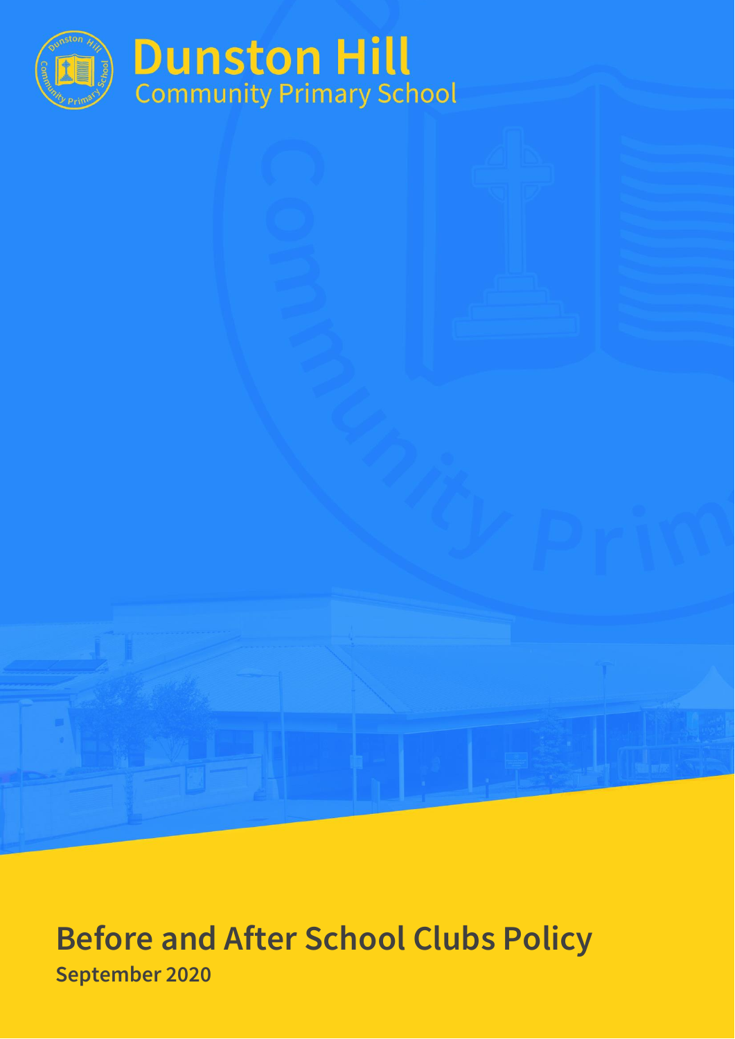# Dunston Hill
Community Primary School

# Before and After School Clubs Policy

**September 2020**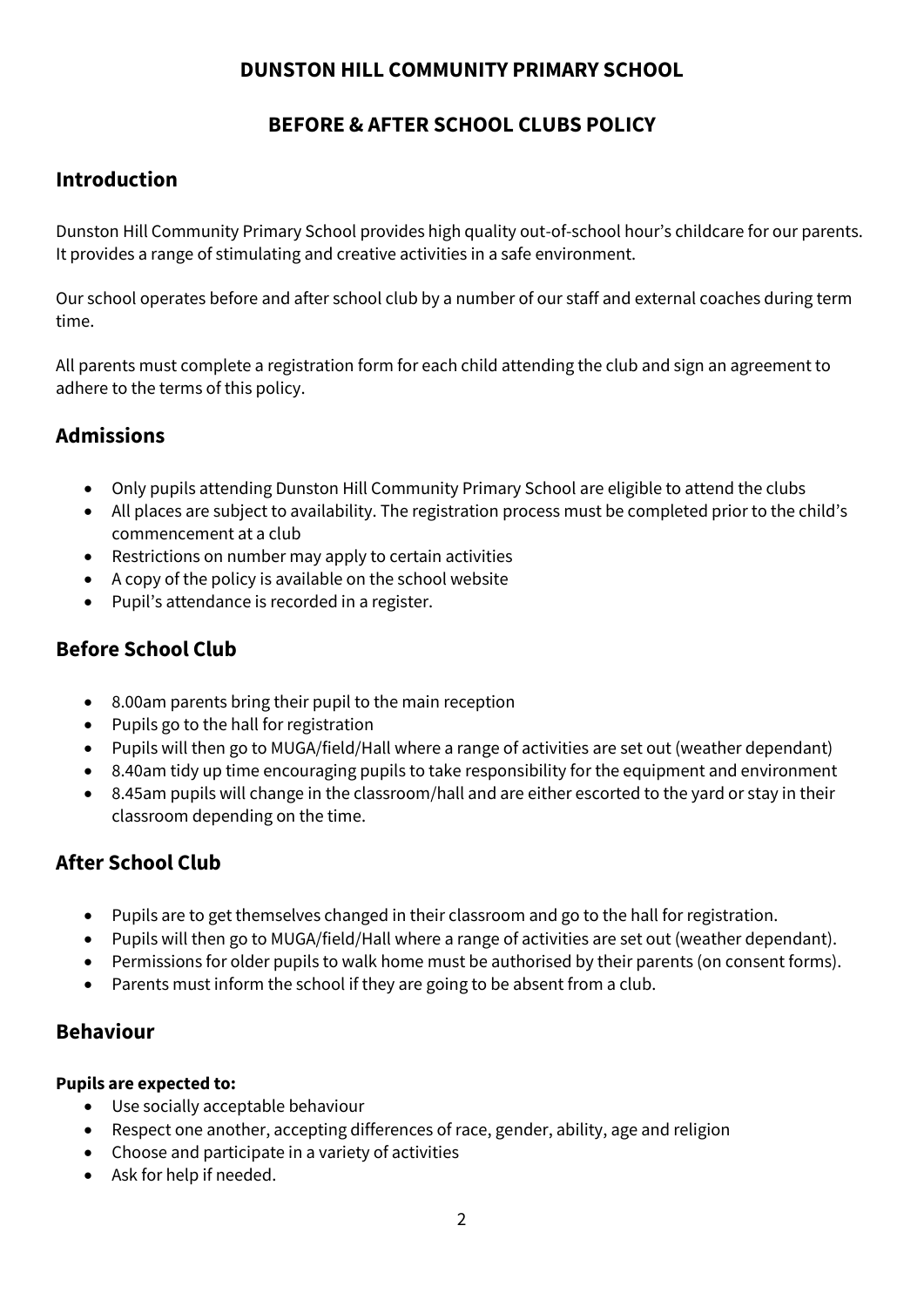# DUNSTON HILL COMMUNITY PRIMARY SCHOOL

## BEFORE & AFTER SCHOOL CLUBS POLICY

## Introduction

Dunston Hill Community Primary School provides high quality out-of-school hour's childcare for our parents. It provides a range of stimulating and creative activities in a safe environment.

Our school operates before and after school club by a number of our staff and external coaches during term time.

All parents must complete a registration form for each child attending the club and sign an agreement to adhere to the terms of this policy.

## Admissions

- Only pupils attending Dunston Hill Community Primary School are eligible to attend the clubs
- All places are subject to availability. The registration process must be completed prior to the child's commencement at a club
- Restrictions on number may apply to certain activities
- A copy of the policy is available on the school website
- Pupil's attendance is recorded in a register.

## Before School Club

- 8.00am parents bring their pupil to the main reception
- Pupils go to the hall for registration
- Pupils will then go to MUGA/field/Hall where a range of activities are set out (weather dependant)
- 8.40am tidy up time encouraging pupils to take responsibility for the equipment and environment
- 8.45am pupils will change in the classroom/hall and are either escorted to the yard or stay in their classroom depending on the time.

## After School Club

- Pupils are to get themselves changed in their classroom and go to the hall for registration.
- Pupils will then go to MUGA/field/Hall where a range of activities are set out (weather dependant).
- Permissions for older pupils to walk home must be authorised by their parents (on consent forms).
- Parents must inform the school if they are going to be absent from a club.

## Behaviour

**Pupils are expected to:**

- Use socially acceptable behaviour
- Respect one another, accepting differences of race, gender, ability, age and religion
- Choose and participate in a variety of activities
- Ask for help if needed.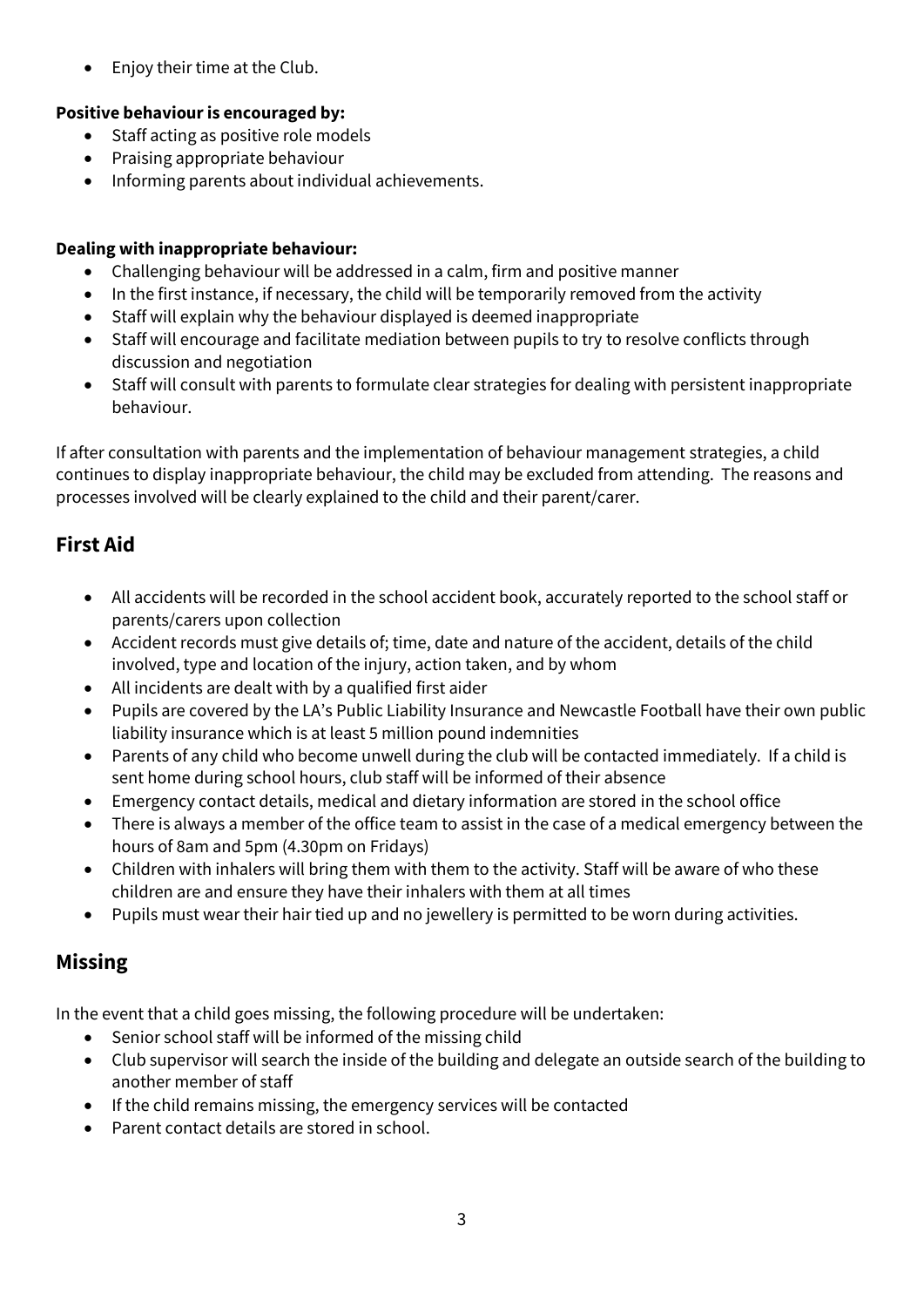- Enjoy their time at the Club.

**Positive behaviour is encouraged by:**

- Staff acting as positive role models
- Praising appropriate behaviour
- Informing parents about individual achievements.

**Dealing with inappropriate behaviour:**

- Challenging behaviour will be addressed in a calm, firm and positive manner
- In the first instance, if necessary, the child will be temporarily removed from the activity
- Staff will explain why the behaviour displayed is deemed inappropriate
- Staff will encourage and facilitate mediation between pupils to try to resolve conflicts through discussion and negotiation
- Staff will consult with parents to formulate clear strategies for dealing with persistent inappropriate behaviour.

If after consultation with parents and the implementation of behaviour management strategies, a child continues to display inappropriate behaviour, the child may be excluded from attending. The reasons and processes involved will be clearly explained to the child and their parent/carer.

## First Aid

- All accidents will be recorded in the school accident book, accurately reported to the school staff or parents/carers upon collection
- Accident records must give details of; time, date and nature of the accident, details of the child involved, type and location of the injury, action taken, and by whom
- All incidents are dealt with by a qualified first aider
- Pupils are covered by the LA's Public Liability Insurance and Newcastle Football have their own public liability insurance which is at least 5 million pound indemnities
- Parents of any child who become unwell during the club will be contacted immediately. If a child is sent home during school hours, club staff will be informed of their absence
- Emergency contact details, medical and dietary information are stored in the school office
- There is always a member of the office team to assist in the case of a medical emergency between the hours of 8am and 5pm (4.30pm on Fridays)
- Children with inhalers will bring them with them to the activity. Staff will be aware of who these children are and ensure they have their inhalers with them at all times
- Pupils must wear their hair tied up and no jewellery is permitted to be worn during activities.

## Missing

In the event that a child goes missing, the following procedure will be undertaken:

- Senior school staff will be informed of the missing child
- Club supervisor will search the inside of the building and delegate an outside search of the building to another member of staff
- If the child remains missing, the emergency services will be contacted
- Parent contact details are stored in school.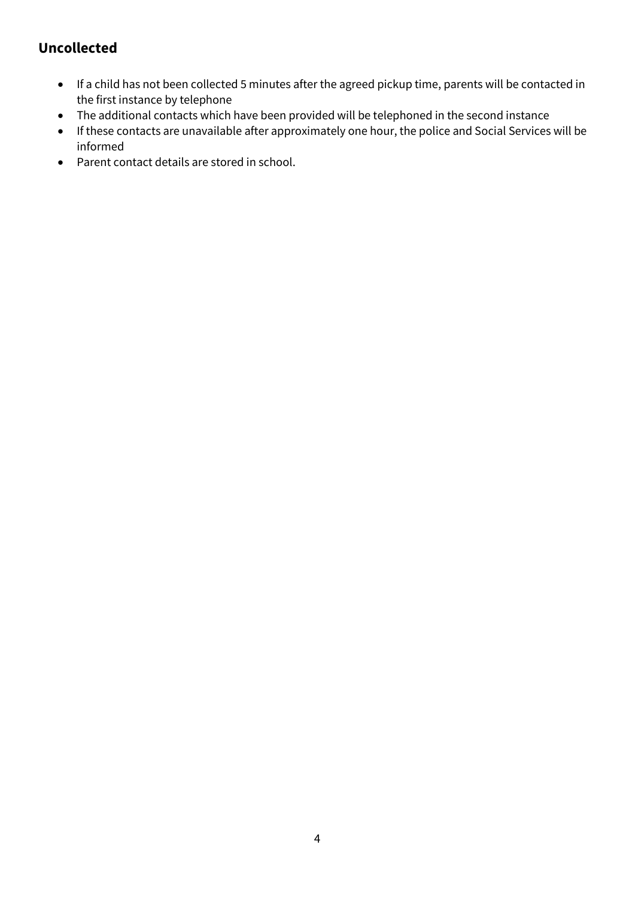## Uncollected

- If a child has not been collected 5 minutes after the agreed pickup time, parents will be contacted in the first instance by telephone
- The additional contacts which have been provided will be telephoned in the second instance
- If these contacts are unavailable after approximately one hour, the police and Social Services will be informed
- Parent contact details are stored in school.